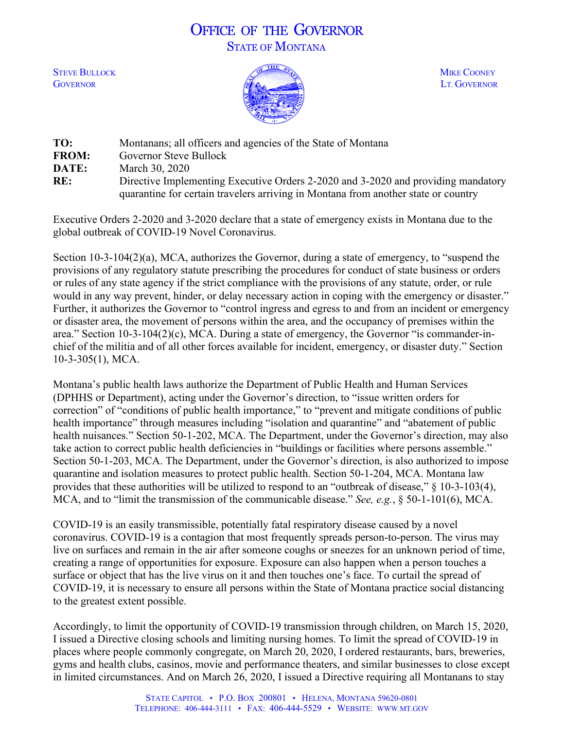# OFFICE OF THE GOVERNOR

## STATE OF MONTANA

STEVE BULLOCK
GOVERNOR

MIKE COONEY
LT. GOVERNOR

| | |
|---|---|
| **TO:** | Montanans; all officers and agencies of the State of Montana |
| **FROM:** | Governor Steve Bullock |
| **DATE:** | March 30, 2020 |
| **RE:** | Directive Implementing Executive Orders 2-2020 and 3-2020 and providing mandatory quarantine for certain travelers arriving in Montana from another state or country |

Executive Orders 2-2020 and 3-2020 declare that a state of emergency exists in Montana due to the global outbreak of COVID-19 Novel Coronavirus.

Section 10-3-104(2)(a), MCA, authorizes the Governor, during a state of emergency, to "suspend the provisions of any regulatory statute prescribing the procedures for conduct of state business or orders or rules of any state agency if the strict compliance with the provisions of any statute, order, or rule would in any way prevent, hinder, or delay necessary action in coping with the emergency or disaster." Further, it authorizes the Governor to "control ingress and egress to and from an incident or emergency or disaster area, the movement of persons within the area, and the occupancy of premises within the area." Section 10-3-104(2)(c), MCA. During a state of emergency, the Governor "is commander-in-chief of the militia and of all other forces available for incident, emergency, or disaster duty." Section 10-3-305(1), MCA.

Montana's public health laws authorize the Department of Public Health and Human Services (DPHHS or Department), acting under the Governor's direction, to "issue written orders for correction" of "conditions of public health importance," to "prevent and mitigate conditions of public health importance" through measures including "isolation and quarantine" and "abatement of public health nuisances." Section 50-1-202, MCA. The Department, under the Governor's direction, may also take action to correct public health deficiencies in "buildings or facilities where persons assemble." Section 50-1-203, MCA. The Department, under the Governor's direction, is also authorized to impose quarantine and isolation measures to protect public health. Section 50-1-204, MCA. Montana law provides that these authorities will be utilized to respond to an "outbreak of disease," § 10-3-103(4), MCA, and to "limit the transmission of the communicable disease." *See, e.g.*, § 50-1-101(6), MCA.

COVID-19 is an easily transmissible, potentially fatal respiratory disease caused by a novel coronavirus. COVID-19 is a contagion that most frequently spreads person-to-person. The virus may live on surfaces and remain in the air after someone coughs or sneezes for an unknown period of time, creating a range of opportunities for exposure. Exposure can also happen when a person touches a surface or object that has the live virus on it and then touches one's face. To curtail the spread of COVID-19, it is necessary to ensure all persons within the State of Montana practice social distancing to the greatest extent possible.

Accordingly, to limit the opportunity of COVID-19 transmission through children, on March 15, 2020, I issued a Directive closing schools and limiting nursing homes. To limit the spread of COVID-19 in places where people commonly congregate, on March 20, 2020, I ordered restaurants, bars, breweries, gyms and health clubs, casinos, movie and performance theaters, and similar businesses to close except in limited circumstances. And on March 26, 2020, I issued a Directive requiring all Montanans to stay

STATE CAPITOL • P.O. BOX 200801 • HELENA, MONTANA 59620-0801
TELEPHONE: 406-444-3111 • FAX: 406-444-5529 • WEBSITE: WWW.MT.GOV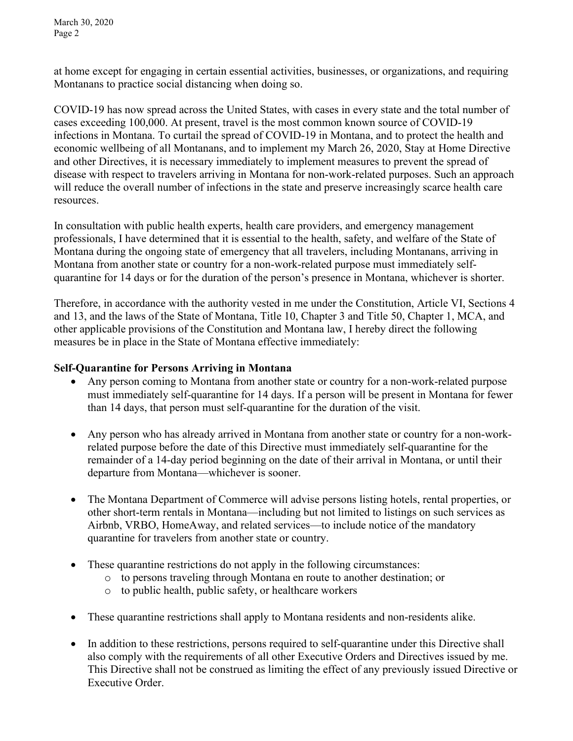at home except for engaging in certain essential activities, businesses, or organizations, and requiring Montanans to practice social distancing when doing so.

COVID-19 has now spread across the United States, with cases in every state and the total number of cases exceeding 100,000. At present, travel is the most common known source of COVID-19 infections in Montana. To curtail the spread of COVID-19 in Montana, and to protect the health and economic wellbeing of all Montanans, and to implement my March 26, 2020, Stay at Home Directive and other Directives, it is necessary immediately to implement measures to prevent the spread of disease with respect to travelers arriving in Montana for non-work-related purposes. Such an approach will reduce the overall number of infections in the state and preserve increasingly scarce health care resources.

In consultation with public health experts, health care providers, and emergency management professionals, I have determined that it is essential to the health, safety, and welfare of the State of Montana during the ongoing state of emergency that all travelers, including Montanans, arriving in Montana from another state or country for a non-work-related purpose must immediately self-quarantine for 14 days or for the duration of the person's presence in Montana, whichever is shorter.

Therefore, in accordance with the authority vested in me under the Constitution, Article VI, Sections 4 and 13, and the laws of the State of Montana, Title 10, Chapter 3 and Title 50, Chapter 1, MCA, and other applicable provisions of the Constitution and Montana law, I hereby direct the following measures be in place in the State of Montana effective immediately:

**Self-Quarantine for Persons Arriving in Montana**

- Any person coming to Montana from another state or country for a non-work-related purpose must immediately self-quarantine for 14 days. If a person will be present in Montana for fewer than 14 days, that person must self-quarantine for the duration of the visit.
- Any person who has already arrived in Montana from another state or country for a non-work-related purpose before the date of this Directive must immediately self-quarantine for the remainder of a 14-day period beginning on the date of their arrival in Montana, or until their departure from Montana—whichever is sooner.
- The Montana Department of Commerce will advise persons listing hotels, rental properties, or other short-term rentals in Montana—including but not limited to listings on such services as Airbnb, VRBO, HomeAway, and related services—to include notice of the mandatory quarantine for travelers from another state or country.
- These quarantine restrictions do not apply in the following circumstances:
  - to persons traveling through Montana en route to another destination; or
  - to public health, public safety, or healthcare workers
- These quarantine restrictions shall apply to Montana residents and non-residents alike.
- In addition to these restrictions, persons required to self-quarantine under this Directive shall also comply with the requirements of all other Executive Orders and Directives issued by me. This Directive shall not be construed as limiting the effect of any previously issued Directive or Executive Order.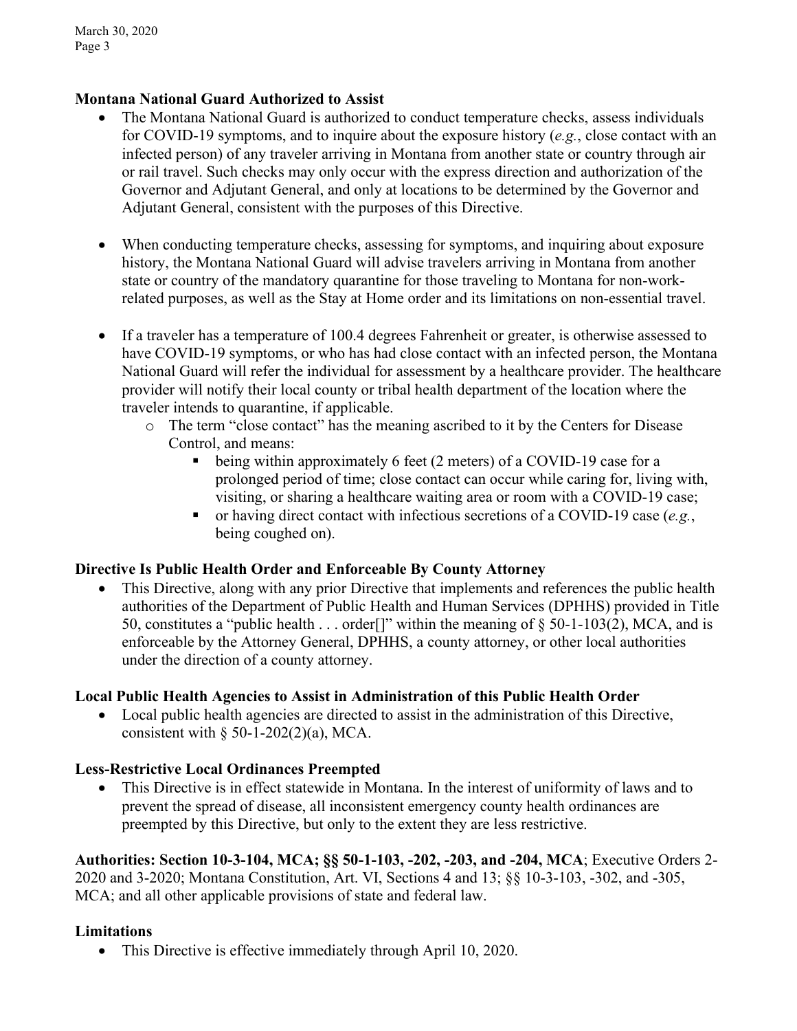**Montana National Guard Authorized to Assist**

- The Montana National Guard is authorized to conduct temperature checks, assess individuals for COVID-19 symptoms, and to inquire about the exposure history (*e.g.*, close contact with an infected person) of any traveler arriving in Montana from another state or country through air or rail travel. Such checks may only occur with the express direction and authorization of the Governor and Adjutant General, and only at locations to be determined by the Governor and Adjutant General, consistent with the purposes of this Directive.

- When conducting temperature checks, assessing for symptoms, and inquiring about exposure history, the Montana National Guard will advise travelers arriving in Montana from another state or country of the mandatory quarantine for those traveling to Montana for non-work-related purposes, as well as the Stay at Home order and its limitations on non-essential travel.

- If a traveler has a temperature of 100.4 degrees Fahrenheit or greater, is otherwise assessed to have COVID-19 symptoms, or who has had close contact with an infected person, the Montana National Guard will refer the individual for assessment by a healthcare provider. The healthcare provider will notify their local county or tribal health department of the location where the traveler intends to quarantine, if applicable.
  - The term "close contact" has the meaning ascribed to it by the Centers for Disease Control, and means:
    - being within approximately 6 feet (2 meters) of a COVID-19 case for a prolonged period of time; close contact can occur while caring for, living with, visiting, or sharing a healthcare waiting area or room with a COVID-19 case;
    - or having direct contact with infectious secretions of a COVID-19 case (*e.g.*, being coughed on).

**Directive Is Public Health Order and Enforceable By County Attorney**

- This Directive, along with any prior Directive that implements and references the public health authorities of the Department of Public Health and Human Services (DPHHS) provided in Title 50, constitutes a "public health . . . order[]" within the meaning of § 50-1-103(2), MCA, and is enforceable by the Attorney General, DPHHS, a county attorney, or other local authorities under the direction of a county attorney.

**Local Public Health Agencies to Assist in Administration of this Public Health Order**

- Local public health agencies are directed to assist in the administration of this Directive, consistent with § 50-1-202(2)(a), MCA.

**Less-Restrictive Local Ordinances Preempted**

- This Directive is in effect statewide in Montana. In the interest of uniformity of laws and to prevent the spread of disease, all inconsistent emergency county health ordinances are preempted by this Directive, but only to the extent they are less restrictive.

**Authorities: Section 10-3-104, MCA; §§ 50-1-103, -202, -203, and -204, MCA**; Executive Orders 2-2020 and 3-2020; Montana Constitution, Art. VI, Sections 4 and 13; §§ 10-3-103, -302, and -305, MCA; and all other applicable provisions of state and federal law.

**Limitations**

- This Directive is effective immediately through April 10, 2020.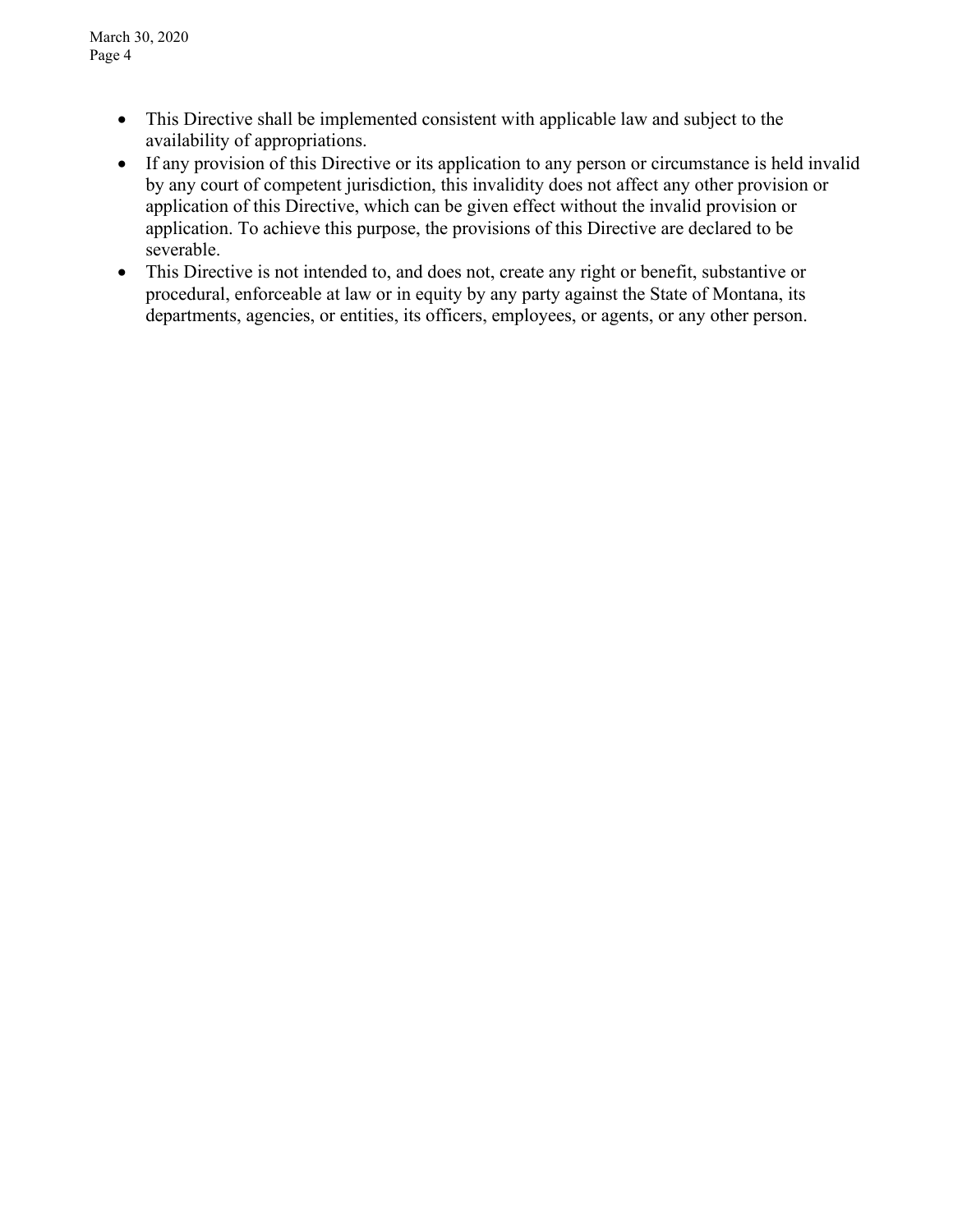- This Directive shall be implemented consistent with applicable law and subject to the availability of appropriations.
- If any provision of this Directive or its application to any person or circumstance is held invalid by any court of competent jurisdiction, this invalidity does not affect any other provision or application of this Directive, which can be given effect without the invalid provision or application. To achieve this purpose, the provisions of this Directive are declared to be severable.
- This Directive is not intended to, and does not, create any right or benefit, substantive or procedural, enforceable at law or in equity by any party against the State of Montana, its departments, agencies, or entities, its officers, employees, or agents, or any other person.